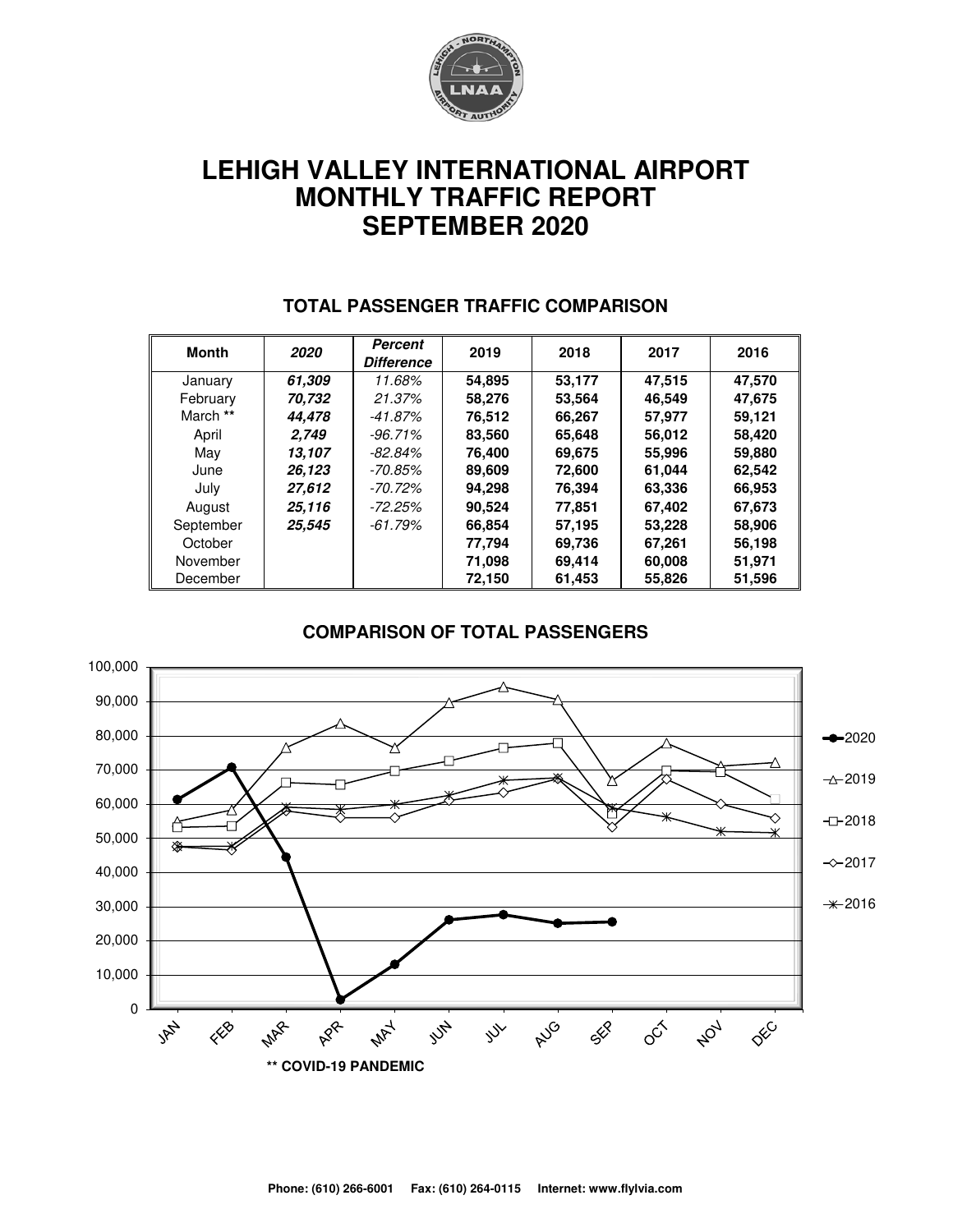# LEHIGH VALLEY INTERNATIONAL AIRPORT
# MONTHLY TRAFFIC REPORT
# SEPTEMBER 2020

## TOTAL PASSENGER TRAFFIC COMPARISON

| Month | *2020* | *Percent Difference* | 2019 | 2018 | 2017 | 2016 |
|---|---|---|---|---|---|---|
| January | ***61,309*** | *11.68%* | **54,895** | **53,177** | **47,515** | **47,570** |
| February | ***70,732*** | *21.37%* | **58,276** | **53,564** | **46,549** | **47,675** |
| March ** | ***44,478*** | *-41.87%* | **76,512** | **66,267** | **57,977** | **59,121** |
| April | ***2,749*** | *-96.71%* | **83,560** | **65,648** | **56,012** | **58,420** |
| May | ***13,107*** | *-82.84%* | **76,400** | **69,675** | **55,996** | **59,880** |
| June | ***26,123*** | *-70.85%* | **89,609** | **72,600** | **61,044** | **62,542** |
| July | ***27,612*** | *-70.72%* | **94,298** | **76,394** | **63,336** | **66,953** |
| August | ***25,116*** | *-72.25%* | **90,524** | **77,851** | **67,402** | **67,673** |
| September | ***25,545*** | *-61.79%* | **66,854** | **57,195** | **53,228** | **58,906** |
| October | | | **77,794** | **69,736** | **67,261** | **56,198** |
| November | | | **71,098** | **69,414** | **60,008** | **51,971** |
| December | | | **72,150** | **61,453** | **55,826** | **51,596** |

## COMPARISON OF TOTAL PASSENGERS

**\** COVID-19 PANDEMIC**

Phone: (610) 266-6001 Fax: (610) 264-0115 Internet: www.flylvia.com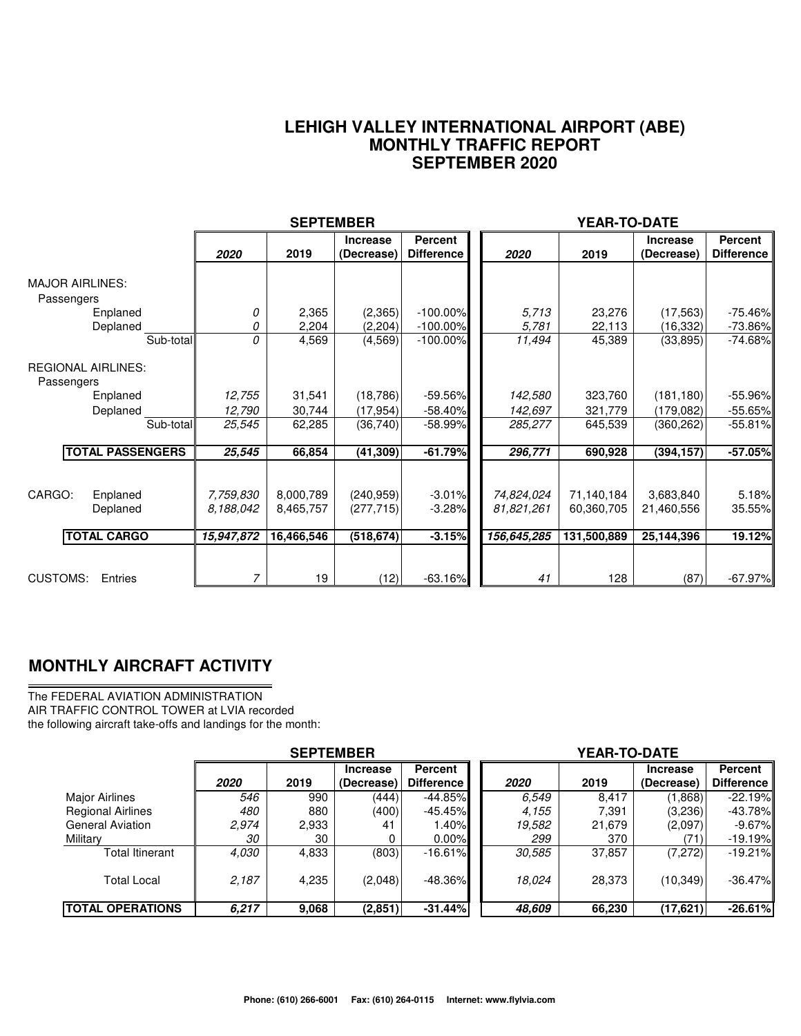# LEHIGH VALLEY INTERNATIONAL AIRPORT (ABE)
## MONTHLY TRAFFIC REPORT
## SEPTEMBER 2020

| | SEPTEMBER | | | | YEAR-TO-DATE | | | |
|---|---|---|---|---|---|---|---|---|
| | *2020* | 2019 | Increase (Decrease) | Percent Difference | *2020* | 2019 | Increase (Decrease) | Percent Difference |
| **MAJOR AIRLINES:** | | | | | | | | |
| Passengers | | | | | | | | |
| Enplaned | *0* | 2,365 | (2,365) | -100.00% | *5,713* | 23,276 | (17,563) | -75.46% |
| Deplaned | *0* | 2,204 | (2,204) | -100.00% | *5,781* | 22,113 | (16,332) | -73.86% |
| Sub-total | *0* | 4,569 | (4,569) | -100.00% | *11,494* | 45,389 | (33,895) | -74.68% |
| **REGIONAL AIRLINES:** | | | | | | | | |
| Passengers | | | | | | | | |
| Enplaned | *12,755* | 31,541 | (18,786) | -59.56% | *142,580* | 323,760 | (181,180) | -55.96% |
| Deplaned | *12,790* | 30,744 | (17,954) | -58.40% | *142,697* | 321,779 | (179,082) | -55.65% |
| Sub-total | *25,545* | 62,285 | (36,740) | -58.99% | *285,277* | 645,539 | (360,262) | -55.81% |
| **TOTAL PASSENGERS** | ***25,545*** | **66,854** | **(41,309)** | **-61.79%** | ***296,771*** | **690,928** | **(394,157)** | **-57.05%** |
| CARGO: Enplaned | *7,759,830* | 8,000,789 | (240,959) | -3.01% | *74,824,024* | 71,140,184 | 3,683,840 | 5.18% |
| Deplaned | *8,188,042* | 8,465,757 | (277,715) | -3.28% | *81,821,261* | 60,360,705 | 21,460,556 | 35.55% |
| **TOTAL CARGO** | ***15,947,872*** | **16,466,546** | **(518,674)** | **-3.15%** | ***156,645,285*** | **131,500,889** | **25,144,396** | **19.12%** |
| CUSTOMS: Entries | *7* | 19 | (12) | -63.16% | *41* | 128 | (87) | -67.97% |

## MONTHLY AIRCRAFT ACTIVITY

The FEDERAL AVIATION ADMINISTRATION
AIR TRAFFIC CONTROL TOWER at LVIA recorded
the following aircraft take-offs and landings for the month:

| | SEPTEMBER | | | | YEAR-TO-DATE | | | |
|---|---|---|---|---|---|---|---|---|
| | *2020* | 2019 | Increase (Decrease) | Percent Difference | *2020* | 2019 | Increase (Decrease) | Percent Difference |
| Major Airlines | *546* | 990 | (444) | -44.85% | *6,549* | 8,417 | (1,868) | -22.19% |
| Regional Airlines | *480* | 880 | (400) | -45.45% | *4,155* | 7,391 | (3,236) | -43.78% |
| General Aviation | *2,974* | 2,933 | 41 | 1.40% | *19,582* | 21,679 | (2,097) | -9.67% |
| Military | *30* | 30 | 0 | 0.00% | *299* | 370 | (71) | -19.19% |
| Total Itinerant | *4,030* | 4,833 | (803) | -16.61% | *30,585* | 37,857 | (7,272) | -19.21% |
| Total Local | *2,187* | 4,235 | (2,048) | -48.36% | *18,024* | 28,373 | (10,349) | -36.47% |
| **TOTAL OPERATIONS** | ***6,217*** | **9,068** | **(2,851)** | **-31.44%** | ***48,609*** | **66,230** | **(17,621)** | **-26.61%** |

**Phone: (610) 266-6001 Fax: (610) 264-0115 Internet: www.flylvia.com**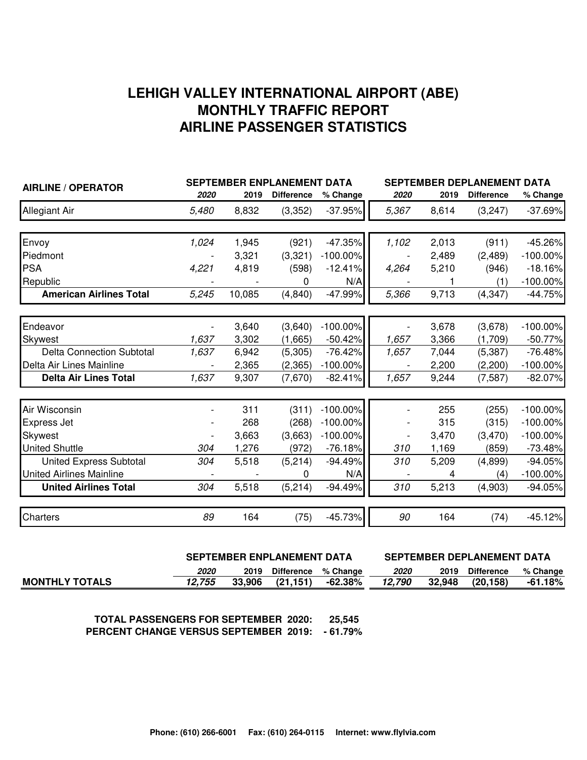# LEHIGH VALLEY INTERNATIONAL AIRPORT (ABE)
# MONTHLY TRAFFIC REPORT
# AIRLINE PASSENGER STATISTICS

| AIRLINE / OPERATOR | SEPTEMBER ENPLANEMENT DATA | | | | SEPTEMBER DEPLANEMENT DATA | | | |
|---|---|---|---|---|---|---|---|---|
| | *2020* | 2019 | Difference | % Change | *2020* | 2019 | Difference | % Change |
| Allegiant Air | *5,480* | 8,832 | (3,352) | -37.95% | *5,367* | 8,614 | (3,247) | -37.69% |
| | | | | | | | | |
| Envoy | *1,024* | 1,945 | (921) | -47.35% | *1,102* | 2,013 | (911) | -45.26% |
| Piedmont | - | 3,321 | (3,321) | -100.00% | - | 2,489 | (2,489) | -100.00% |
| PSA | *4,221* | 4,819 | (598) | -12.41% | *4,264* | 5,210 | (946) | -18.16% |
| Republic | - | - | 0 | N/A | - | 1 | (1) | -100.00% |
| **American Airlines Total** | *5,245* | 10,085 | (4,840) | -47.99% | *5,366* | 9,713 | (4,347) | -44.75% |
| | | | | | | | | |
| Endeavor | - | 3,640 | (3,640) | -100.00% | - | 3,678 | (3,678) | -100.00% |
| Skywest | *1,637* | 3,302 | (1,665) | -50.42% | *1,657* | 3,366 | (1,709) | -50.77% |
| Delta Connection Subtotal | *1,637* | 6,942 | (5,305) | -76.42% | *1,657* | 7,044 | (5,387) | -76.48% |
| Delta Air Lines Mainline | - | 2,365 | (2,365) | -100.00% | - | 2,200 | (2,200) | -100.00% |
| **Delta Air Lines Total** | *1,637* | 9,307 | (7,670) | -82.41% | *1,657* | 9,244 | (7,587) | -82.07% |
| | | | | | | | | |
| Air Wisconsin | - | 311 | (311) | -100.00% | - | 255 | (255) | -100.00% |
| Express Jet | - | 268 | (268) | -100.00% | - | 315 | (315) | -100.00% |
| Skywest | - | 3,663 | (3,663) | -100.00% | - | 3,470 | (3,470) | -100.00% |
| United Shuttle | *304* | 1,276 | (972) | -76.18% | *310* | 1,169 | (859) | -73.48% |
| United Express Subtotal | *304* | 5,518 | (5,214) | -94.49% | *310* | 5,209 | (4,899) | -94.05% |
| United Airlines Mainline | - | - | 0 | N/A | - | 4 | (4) | -100.00% |
| **United Airlines Total** | *304* | 5,518 | (5,214) | -94.49% | *310* | 5,213 | (4,903) | -94.05% |
| | | | | | | | | |
| Charters | *89* | 164 | (75) | -45.73% | *90* | 164 | (74) | -45.12% |

| | SEPTEMBER ENPLANEMENT DATA | | | | SEPTEMBER DEPLANEMENT DATA | | | |
|---|---|---|---|---|---|---|---|---|
| | *2020* | 2019 | Difference | % Change | *2020* | 2019 | Difference | % Change |
| **MONTHLY TOTALS** | ***12,755*** | **33,906** | **(21,151)** | **-62.38%** | ***12,790*** | **32,948** | **(20,158)** | **-61.18%** |

**TOTAL PASSENGERS FOR SEPTEMBER 2020: 25,545**
**PERCENT CHANGE VERSUS SEPTEMBER 2019: - 61.79%**

**Phone: (610) 266-6001 Fax: (610) 264-0115 Internet: www.flylvia.com**